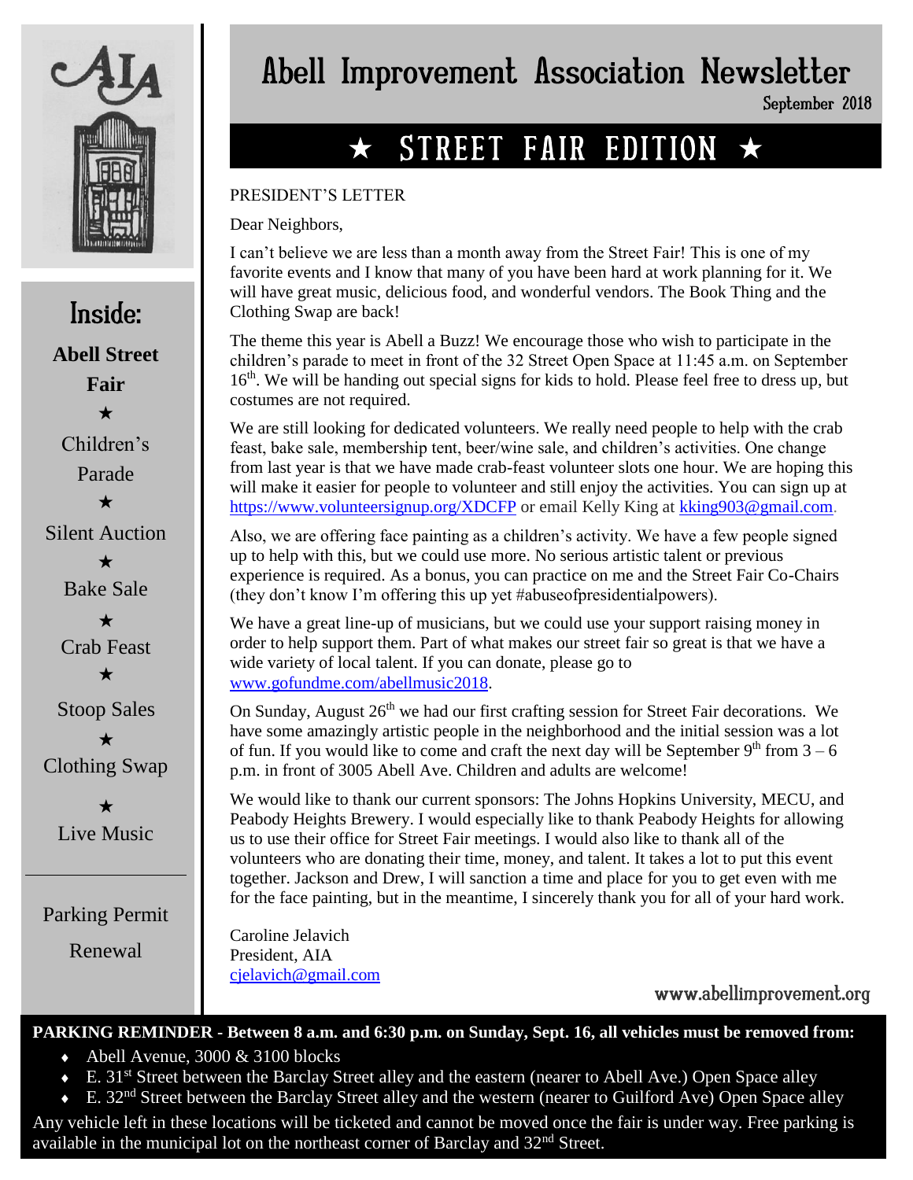# Abell Improvement Association Newsletter

September 2018

## ★ STREET FAIR EDITION ★

PRESIDENT'S LETTER

Dear Neighbors,

I can't believe we are less than a month away from the Street Fair! This is one of my favorite events and I know that many of you have been hard at work planning for it. We will have great music, delicious food, and wonderful vendors. The Book Thing and the Clothing Swap are back!

The theme this year is Abell a Buzz! We encourage those who wish to participate in the children's parade to meet in front of the 32 Street Open Space at 11:45 a.m. on September 16th. We will be handing out special signs for kids to hold. Please feel free to dress up, but costumes are not required.

We are still looking for dedicated volunteers. We really need people to help with the crab feast, bake sale, membership tent, beer/wine sale, and children's activities. One change from last year is that we have made crab-feast volunteer slots one hour. We are hoping this will make it easier for people to volunteer and still enjoy the activities. You can sign up at https://www.volunteersignup.org/XDCFP or email Kelly King at kking903@gmail.com.

Also, we are offering face painting as a children's activity. We have a few people signed up to help with this, but we could use more. No serious artistic talent or previous experience is required. As a bonus, you can practice on me and the Street Fair Co-Chairs (they don't know I'm offering this up yet #abuseofpresidentialpowers).

We have a great line-up of musicians, but we could use your support raising money in order to help support them. Part of what makes our street fair so great is that we have a wide variety of local talent. If you can donate, please go to www.gofundme.com/abellmusic2018.

On Sunday, August 26th we had our first crafting session for Street Fair decorations. We have some amazingly artistic people in the neighborhood and the initial session was a lot of fun. If you would like to come and craft the next day will be September 9th from 3 – 6 p.m. in front of 3005 Abell Ave. Children and adults are welcome!

We would like to thank our current sponsors: The Johns Hopkins University, MECU, and Peabody Heights Brewery. I would especially like to thank Peabody Heights for allowing us to use their office for Street Fair meetings. I would also like to thank all of the volunteers who are donating their time, money, and talent. It takes a lot to put this event together. Jackson and Drew, I will sanction a time and place for you to get even with me for the face painting, but in the meantime, I sincerely thank you for all of your hard work.

Caroline Jelavich
President, AIA
cjelavich@gmail.com

www.abellimprovement.org

## Inside:

**Abell Street Fair**

★ Children's Parade

★ Silent Auction

★ Bake Sale

★ Crab Feast

★ Stoop Sales

★ Clothing Swap

★ Live Music

---

Parking Permit Renewal

**PARKING REMINDER - Between 8 a.m. and 6:30 p.m. on Sunday, Sept. 16, all vehicles must be removed from:**

- Abell Avenue, 3000 & 3100 blocks
- E. 31st Street between the Barclay Street alley and the eastern (nearer to Abell Ave.) Open Space alley
- E. 32nd Street between the Barclay Street alley and the western (nearer to Guilford Ave) Open Space alley

Any vehicle left in these locations will be ticketed and cannot be moved once the fair is under way. Free parking is available in the municipal lot on the northeast corner of Barclay and 32nd Street.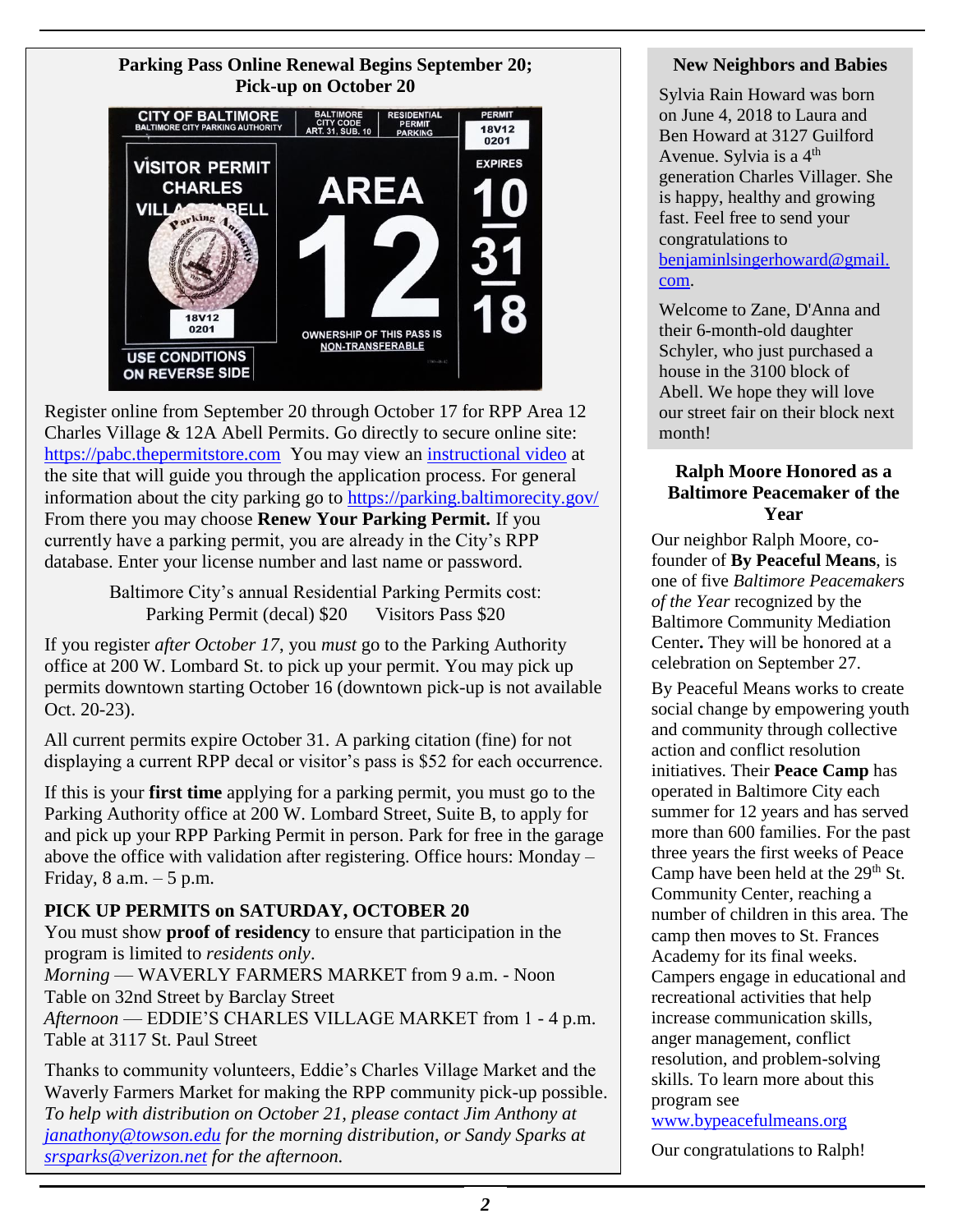## Parking Pass Online Renewal Begins September 20; Pick-up on October 20

Register online from September 20 through October 17 for RPP Area 12 Charles Village & 12A Abell Permits. Go directly to secure online site: https://pabc.thepermitstore.com You may view an instructional video at the site that will guide you through the application process. For general information about the city parking go to https://parking.baltimorecity.gov/ From there you may choose **Renew Your Parking Permit.** If you currently have a parking permit, you are already in the City's RPP database. Enter your license number and last name or password.

Baltimore City's annual Residential Parking Permits cost:
Parking Permit (decal) $20 Visitors Pass $20

If you register *after October 17*, you *must* go to the Parking Authority office at 200 W. Lombard St. to pick up your permit. You may pick up permits downtown starting October 16 (downtown pick-up is not available Oct. 20-23).

All current permits expire October 31. A parking citation (fine) for not displaying a current RPP decal or visitor's pass is $52 for each occurrence.

If this is your **first time** applying for a parking permit, you must go to the Parking Authority office at 200 W. Lombard Street, Suite B, to apply for and pick up your RPP Parking Permit in person. Park for free in the garage above the office with validation after registering. Office hours: Monday – Friday, 8 a.m. – 5 p.m.

**PICK UP PERMITS on SATURDAY, OCTOBER 20**

You must show **proof of residency** to ensure that participation in the program is limited to *residents only*.

*Morning* — WAVERLY FARMERS MARKET from 9 a.m. - Noon
Table on 32nd Street by Barclay Street

*Afternoon* — EDDIE'S CHARLES VILLAGE MARKET from 1 - 4 p.m.
Table at 3117 St. Paul Street

Thanks to community volunteers, Eddie's Charles Village Market and the Waverly Farmers Market for making the RPP community pick-up possible. *To help with distribution on October 21, please contact Jim Anthony at janathony@towson.edu for the morning distribution, or Sandy Sparks at srsparks@verizon.net for the afternoon.*

## New Neighbors and Babies

Sylvia Rain Howard was born on June 4, 2018 to Laura and Ben Howard at 3127 Guilford Avenue. Sylvia is a 4th generation Charles Villager. She is happy, healthy and growing fast. Feel free to send your congratulations to benjaminlsingerhoward@gmail.com.

Welcome to Zane, D'Anna and their 6-month-old daughter Schyler, who just purchased a house in the 3100 block of Abell. We hope they will love our street fair on their block next month!

## Ralph Moore Honored as a Baltimore Peacemaker of the Year

Our neighbor Ralph Moore, co-founder of **By Peaceful Means**, is one of five *Baltimore Peacemakers of the Year* recognized by the Baltimore Community Mediation Center**.** They will be honored at a celebration on September 27.

By Peaceful Means works to create social change by empowering youth and community through collective action and conflict resolution initiatives. Their **Peace Camp** has operated in Baltimore City each summer for 12 years and has served more than 600 families. For the past three years the first weeks of Peace Camp have been held at the 29th St. Community Center, reaching a number of children in this area. The camp then moves to St. Frances Academy for its final weeks. Campers engage in educational and recreational activities that help increase communication skills, anger management, conflict resolution, and problem-solving skills. To learn more about this program see www.bypeacefulmeans.org

Our congratulations to Ralph!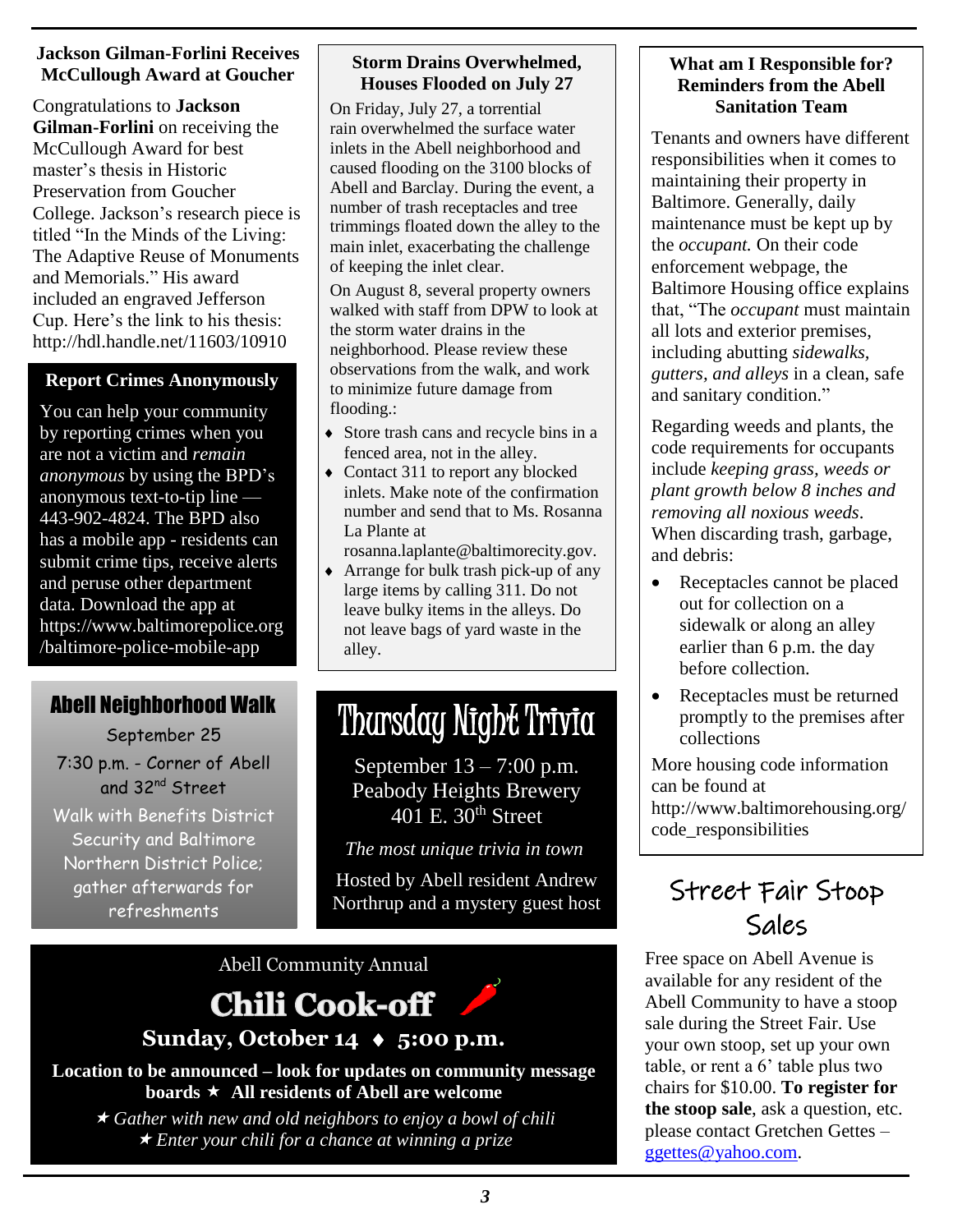## Jackson Gilman-Forlini Receives McCullough Award at Goucher

Congratulations to **Jackson Gilman-Forlini** on receiving the McCullough Award for best master's thesis in Historic Preservation from Goucher College. Jackson's research piece is titled "In the Minds of the Living: The Adaptive Reuse of Monuments and Memorials." His award included an engraved Jefferson Cup. Here's the link to his thesis: http://hdl.handle.net/11603/10910

## Report Crimes Anonymously

You can help your community by reporting crimes when you are not a victim and *remain anonymous* by using the BPD's anonymous text-to-tip line — 443-902-4824. The BPD also has a mobile app - residents can submit crime tips, receive alerts and peruse other department data. Download the app at https://www.baltimorepolice.org/baltimore-police-mobile-app

## Abell Neighborhood Walk

September 25

7:30 p.m. - Corner of Abell and 32nd Street

Walk with Benefits District Security and Baltimore Northern District Police; gather afterwards for refreshments

## Storm Drains Overwhelmed, Houses Flooded on July 27

On Friday, July 27, a torrential rain overwhelmed the surface water inlets in the Abell neighborhood and caused flooding on the 3100 blocks of Abell and Barclay. During the event, a number of trash receptacles and tree trimmings floated down the alley to the main inlet, exacerbating the challenge of keeping the inlet clear.

On August 8, several property owners walked with staff from DPW to look at the storm water drains in the neighborhood. Please review these observations from the walk, and work to minimize future damage from flooding.:

- Store trash cans and recycle bins in a fenced area, not in the alley.
- Contact 311 to report any blocked inlets. Make note of the confirmation number and send that to Ms. Rosanna La Plante at rosanna.laplante@baltimorecity.gov.
- Arrange for bulk trash pick-up of any large items by calling 311. Do not leave bulky items in the alleys. Do not leave bags of yard waste in the alley.

## Thursday Night Trivia

September 13 – 7:00 p.m.
Peabody Heights Brewery
401 E. 30th Street

*The most unique trivia in town*

Hosted by Abell resident Andrew Northrup and a mystery guest host

## What am I Responsible for? Reminders from the Abell Sanitation Team

Tenants and owners have different responsibilities when it comes to maintaining their property in Baltimore. Generally, daily maintenance must be kept up by the *occupant.* On their code enforcement webpage, the Baltimore Housing office explains that, "The *occupant* must maintain all lots and exterior premises, including abutting *sidewalks, gutters, and alleys* in a clean, safe and sanitary condition."

Regarding weeds and plants, the code requirements for occupants include *keeping grass, weeds or plant growth below 8 inches and removing all noxious weeds*. When discarding trash, garbage, and debris:

- Receptacles cannot be placed out for collection on a sidewalk or along an alley earlier than 6 p.m. the day before collection.
- Receptacles must be returned promptly to the premises after collections

More housing code information can be found at http://www.baltimorehousing.org/code_responsibilities

## Street Fair Stoop Sales

Free space on Abell Avenue is available for any resident of the Abell Community to have a stoop sale during the Street Fair. Use your own stoop, set up your own table, or rent a 6' table plus two chairs for $10.00. **To register for the stoop sale**, ask a question, etc. please contact Gretchen Gettes – ggettes@yahoo.com.

## Abell Community Annual Chili Cook-off

**Sunday, October 14 ♦ 5:00 p.m.**

**Location to be announced – look for updates on community message boards ★ All residents of Abell are welcome**

★ *Gather with new and old neighbors to enjoy a bowl of chili*
★ *Enter your chili for a chance at winning a prize*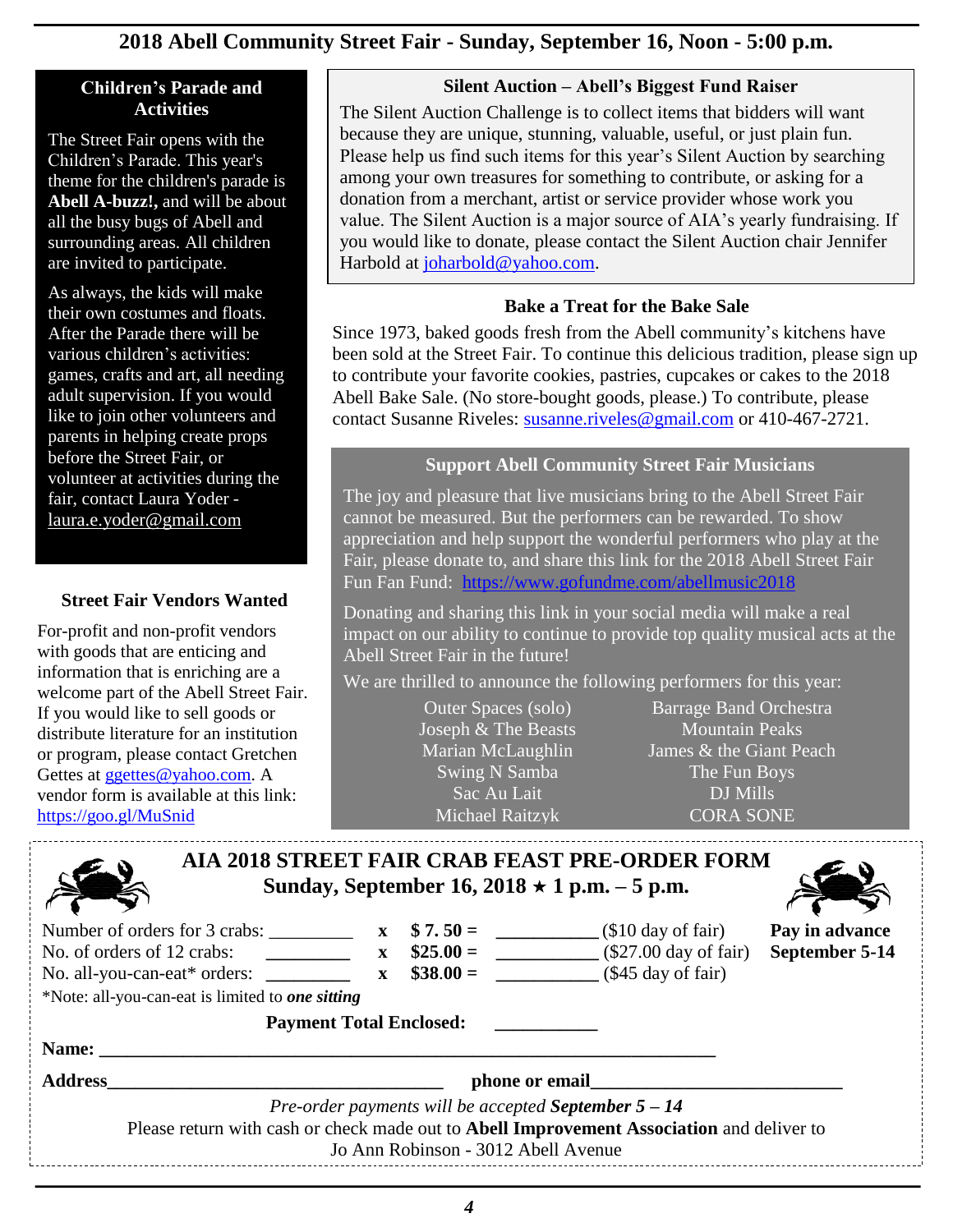# 2018 Abell Community Street Fair - Sunday, September 16, Noon - 5:00 p.m.

## Children's Parade and Activities

The Street Fair opens with the Children's Parade. This year's theme for the children's parade is **Abell A-buzz!,** and will be about all the busy bugs of Abell and surrounding areas. All children are invited to participate.

As always, the kids will make their own costumes and floats. After the Parade there will be various children's activities: games, crafts and art, all needing adult supervision. If you would like to join other volunteers and parents in helping create props before the Street Fair, or volunteer at activities during the fair, contact Laura Yoder - laura.e.yoder@gmail.com

## Street Fair Vendors Wanted

For-profit and non-profit vendors with goods that are enticing and information that is enriching are a welcome part of the Abell Street Fair. If you would like to sell goods or distribute literature for an institution or program, please contact Gretchen Gettes at ggettes@yahoo.com. A vendor form is available at this link: https://goo.gl/MuSnid

## Silent Auction – Abell's Biggest Fund Raiser

The Silent Auction Challenge is to collect items that bidders will want because they are unique, stunning, valuable, useful, or just plain fun. Please help us find such items for this year's Silent Auction by searching among your own treasures for something to contribute, or asking for a donation from a merchant, artist or service provider whose work you value. The Silent Auction is a major source of AIA's yearly fundraising. If you would like to donate, please contact the Silent Auction chair Jennifer Harbold at joharbold@yahoo.com.

## Bake a Treat for the Bake Sale

Since 1973, baked goods fresh from the Abell community's kitchens have been sold at the Street Fair. To continue this delicious tradition, please sign up to contribute your favorite cookies, pastries, cupcakes or cakes to the 2018 Abell Bake Sale. (No store-bought goods, please.) To contribute, please contact Susanne Riveles: susanne.riveles@gmail.com or 410-467-2721.

## Support Abell Community Street Fair Musicians

The joy and pleasure that live musicians bring to the Abell Street Fair cannot be measured. But the performers can be rewarded. To show appreciation and help support the wonderful performers who play at the Fair, please donate to, and share this link for the 2018 Abell Street Fair Fun Fan Fund: https://www.gofundme.com/abellmusic2018

Donating and sharing this link in your social media will make a real impact on our ability to continue to provide top quality musical acts at the Abell Street Fair in the future!

We are thrilled to announce the following performers for this year:

| | |
|---|---|
| Outer Spaces (solo) | Barrage Band Orchestra |
| Joseph & The Beasts | Mountain Peaks |
| Marian McLaughlin | James & the Giant Peach |
| Swing N Samba | The Fun Boys |
| Sac Au Lait | DJ Mills |
| Michael Raitzyk | CORA SONE |

## AIA 2018 STREET FAIR CRAB FEAST PRE-ORDER FORM

**Sunday, September 16, 2018 ★ 1 p.m. – 5 p.m.**

**Pay in advance September 5-14**

| | | | | |
|---|---|---|---|---|
| Number of orders for 3 crabs: _________ | x | **$ 7. 50 =** | ___________ | ($10 day of fair) |
| No. of orders of 12 crabs: _________ | x | **$25.00 =** | ___________ | ($27.00 day of fair) |
| No. all-you-can-eat* orders: _________ | x | **$38.00 =** | ___________ | ($45 day of fair) |

*Note: all-you-can-eat is limited to ***one sitting***

**Payment Total Enclosed:** ___________

**Name:** ______________________________________________

**Address**______________________________ **phone or email**_______________________

*Pre-order payments will be accepted **September 5 – 14***

Please return with cash or check made out to **Abell Improvement Association** and deliver to Jo Ann Robinson - 3012 Abell Avenue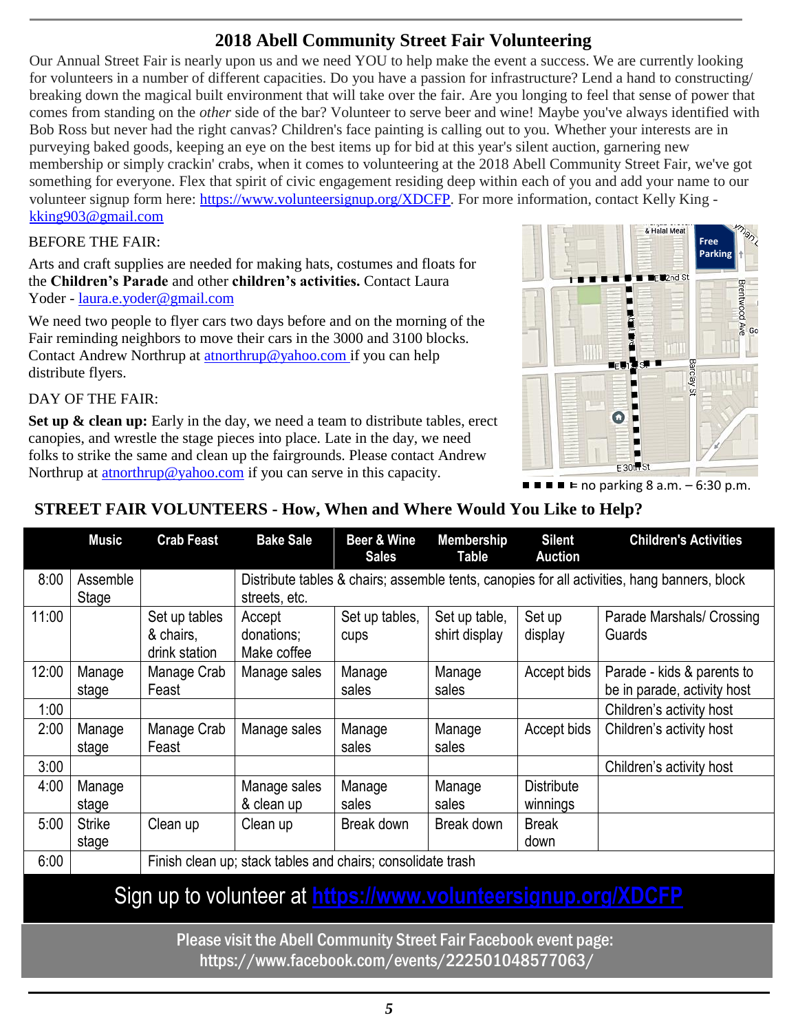## 2018 Abell Community Street Fair Volunteering

Our Annual Street Fair is nearly upon us and we need YOU to help make the event a success. We are currently looking for volunteers in a number of different capacities. Do you have a passion for infrastructure? Lend a hand to constructing/ breaking down the magical built environment that will take over the fair. Are you longing to feel that sense of power that comes from standing on the *other* side of the bar? Volunteer to serve beer and wine! Maybe you've always identified with Bob Ross but never had the right canvas? Children's face painting is calling out to you. Whether your interests are in purveying baked goods, keeping an eye on the best items up for bid at this year's silent auction, garnering new membership or simply crackin' crabs, when it comes to volunteering at the 2018 Abell Community Street Fair, we've got something for everyone. Flex that spirit of civic engagement residing deep within each of you and add your name to our volunteer signup form here: https://www.volunteersignup.org/XDCFP. For more information, contact Kelly King - kking903@gmail.com

BEFORE THE FAIR:

Arts and craft supplies are needed for making hats, costumes and floats for the **Children's Parade** and other **children's activities.** Contact Laura Yoder - laura.e.yoder@gmail.com

We need two people to flyer cars two days before and on the morning of the Fair reminding neighbors to move their cars in the 3000 and 3100 blocks. Contact Andrew Northrup at atnorthrup@yahoo.com if you can help distribute flyers.

DAY OF THE FAIR:

**Set up & clean up:** Early in the day, we need a team to distribute tables, erect canopies, and wrestle the stage pieces into place. Late in the day, we need folks to strike the same and clean up the fairgrounds. Please contact Andrew Northrup at atnorthrup@yahoo.com if you can serve in this capacity.

■ ■ ■ ■ = no parking 8 a.m. – 6:30 p.m.

### STREET FAIR VOLUNTEERS - How, When and Where Would You Like to Help?

| | Music | Crab Feast | Bake Sale | Beer & Wine Sales | Membership Table | Silent Auction | Children's Activities |
|---|---|---|---|---|---|---|---|
| 8:00 | Assemble Stage | | Distribute tables & chairs; assemble tents, canopies for all activities, hang banners, block streets, etc. | | | | |
| 11:00 | | Set up tables & chairs, drink station | Accept donations; Make coffee | Set up tables, cups | Set up table, shirt display | Set up display | Parade Marshals/ Crossing Guards |
| 12:00 | Manage stage | Manage Crab Feast | Manage sales | Manage sales | Manage sales | Accept bids | Parade - kids & parents to be in parade, activity host |
| 1:00 | | | | | | | Children's activity host |
| 2:00 | Manage stage | Manage Crab Feast | Manage sales | Manage sales | Manage sales | Accept bids | Children's activity host |
| 3:00 | | | | | | | Children's activity host |
| 4:00 | Manage stage | | Manage sales & clean up | Manage sales | Manage sales | Distribute winnings | |
| 5:00 | Strike stage | Clean up | Clean up | Break down | Break down | Break down | |
| 6:00 | | Finish clean up; stack tables and chairs; consolidate trash | | | | | |

Sign up to volunteer at https://www.volunteersignup.org/XDCFP

Please visit the Abell Community Street Fair Facebook event page: https://www.facebook.com/events/222501048577063/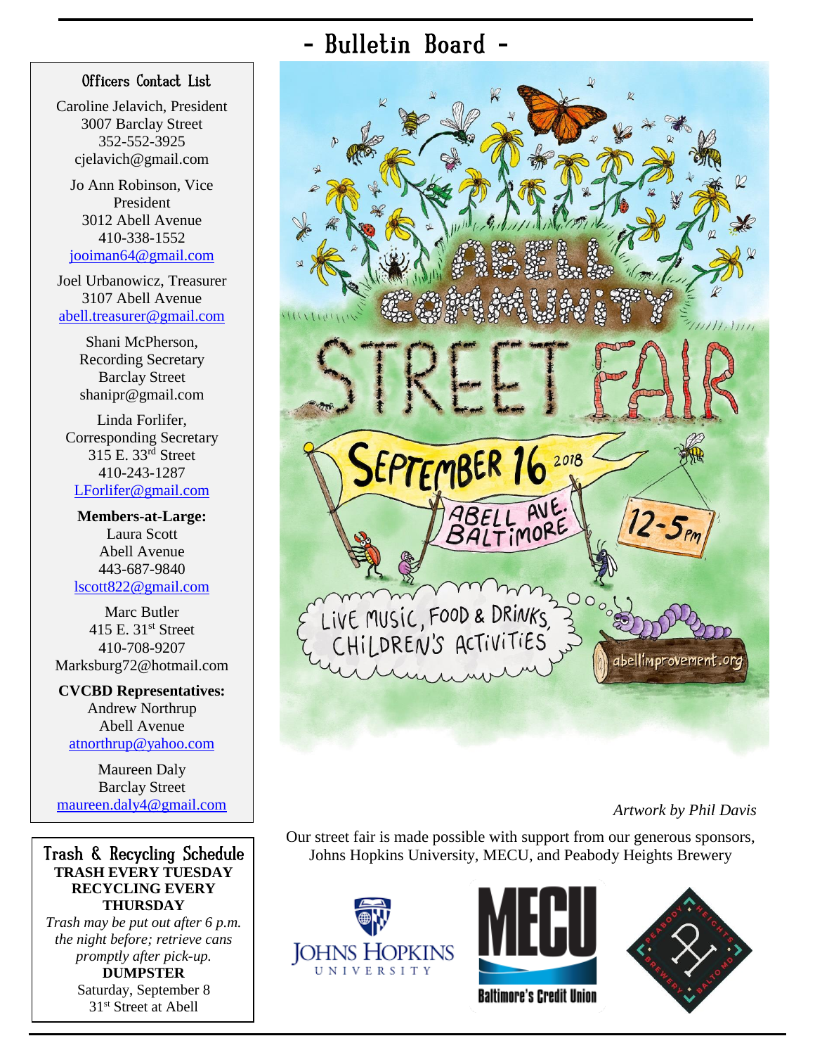# - Bulletin Board -

## Officers Contact List

Caroline Jelavich, President
3007 Barclay Street
352-552-3925
cjelavich@gmail.com

Jo Ann Robinson, Vice President
3012 Abell Avenue
410-338-1552
jooiman64@gmail.com

Joel Urbanowicz, Treasurer
3107 Abell Avenue
abell.treasurer@gmail.com

Shani McPherson, Recording Secretary
Barclay Street
shanipr@gmail.com

Linda Forlifer, Corresponding Secretary
315 E. 33rd Street
410-243-1287
LForlifer@gmail.com

**Members-at-Large:**

Laura Scott
Abell Avenue
443-687-9840
lscott822@gmail.com

Marc Butler
415 E. 31st Street
410-708-9207
Marksburg72@hotmail.com

**CVCBD Representatives:**

Andrew Northrup
Abell Avenue
atnorthrup@yahoo.com

Maureen Daly
Barclay Street
maureen.daly4@gmail.com

## Trash & Recycling Schedule

**TRASH EVERY TUESDAY**
**RECYCLING EVERY THURSDAY**

*Trash may be put out after 6 p.m. the night before; retrieve cans promptly after pick-up.*

**DUMPSTER**
Saturday, September 8
31st Street at Abell

ABELL COMMUNITY STREET FAIR

SEPTEMBER 16 2018

ABELL AVE. BALTIMORE

12-5PM

LIVE MUSIC, FOOD & DRINKS, CHILDREN'S ACTIVITIES

abellimprovement.org

*Artwork by Phil Davis*

Our street fair is made possible with support from our generous sponsors, Johns Hopkins University, MECU, and Peabody Heights Brewery

JOHNS HOPKINS UNIVERSITY

MECU Baltimore's Credit Union

PEABODY HEIGHTS BREWERY BALTO MD